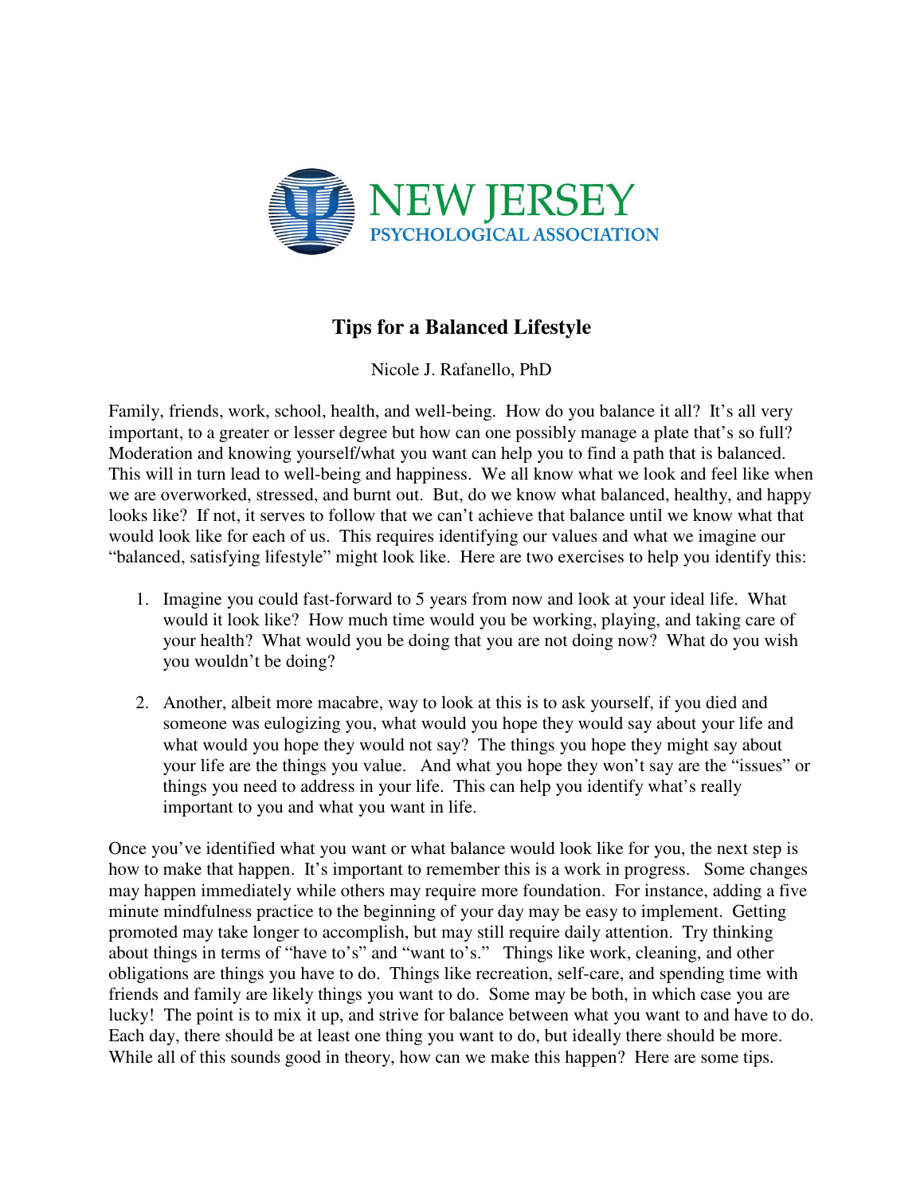NEW JERSEY PSYCHOLOGICAL ASSOCIATION

# Tips for a Balanced Lifestyle

Nicole J. Rafanello, PhD

Family, friends, work, school, health, and well-being. How do you balance it all? It's all very important, to a greater or lesser degree but how can one possibly manage a plate that's so full? Moderation and knowing yourself/what you want can help you to find a path that is balanced. This will in turn lead to well-being and happiness. We all know what we look and feel like when we are overworked, stressed, and burnt out. But, do we know what balanced, healthy, and happy looks like? If not, it serves to follow that we can't achieve that balance until we know what that would look like for each of us. This requires identifying our values and what we imagine our "balanced, satisfying lifestyle" might look like. Here are two exercises to help you identify this:

1. Imagine you could fast-forward to 5 years from now and look at your ideal life. What would it look like? How much time would you be working, playing, and taking care of your health? What would you be doing that you are not doing now? What do you wish you wouldn't be doing?

2. Another, albeit more macabre, way to look at this is to ask yourself, if you died and someone was eulogizing you, what would you hope they would say about your life and what would you hope they would not say? The things you hope they might say about your life are the things you value. And what you hope they won't say are the "issues" or things you need to address in your life. This can help you identify what's really important to you and what you want in life.

Once you've identified what you want or what balance would look like for you, the next step is how to make that happen. It's important to remember this is a work in progress. Some changes may happen immediately while others may require more foundation. For instance, adding a five minute mindfulness practice to the beginning of your day may be easy to implement. Getting promoted may take longer to accomplish, but may still require daily attention. Try thinking about things in terms of "have to's" and "want to's." Things like work, cleaning, and other obligations are things you have to do. Things like recreation, self-care, and spending time with friends and family are likely things you want to do. Some may be both, in which case you are lucky! The point is to mix it up, and strive for balance between what you want to and have to do. Each day, there should be at least one thing you want to do, but ideally there should be more. While all of this sounds good in theory, how can we make this happen? Here are some tips.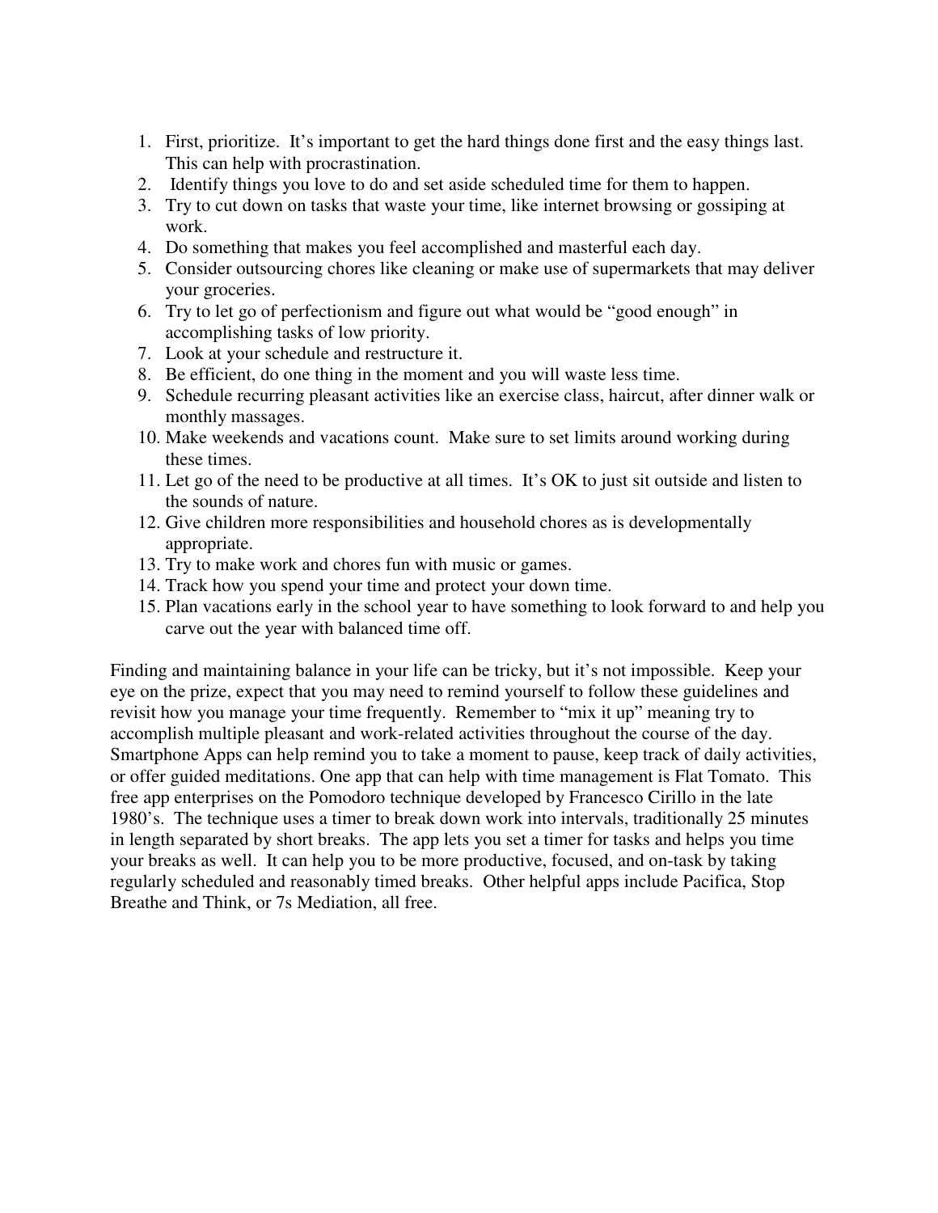1. First, prioritize. It's important to get the hard things done first and the easy things last. This can help with procrastination.
2. Identify things you love to do and set aside scheduled time for them to happen.
3. Try to cut down on tasks that waste your time, like internet browsing or gossiping at work.
4. Do something that makes you feel accomplished and masterful each day.
5. Consider outsourcing chores like cleaning or make use of supermarkets that may deliver your groceries.
6. Try to let go of perfectionism and figure out what would be "good enough" in accomplishing tasks of low priority.
7. Look at your schedule and restructure it.
8. Be efficient, do one thing in the moment and you will waste less time.
9. Schedule recurring pleasant activities like an exercise class, haircut, after dinner walk or monthly massages.
10. Make weekends and vacations count. Make sure to set limits around working during these times.
11. Let go of the need to be productive at all times. It's OK to just sit outside and listen to the sounds of nature.
12. Give children more responsibilities and household chores as is developmentally appropriate.
13. Try to make work and chores fun with music or games.
14. Track how you spend your time and protect your down time.
15. Plan vacations early in the school year to have something to look forward to and help you carve out the year with balanced time off.

Finding and maintaining balance in your life can be tricky, but it's not impossible. Keep your eye on the prize, expect that you may need to remind yourself to follow these guidelines and revisit how you manage your time frequently. Remember to "mix it up" meaning try to accomplish multiple pleasant and work-related activities throughout the course of the day. Smartphone Apps can help remind you to take a moment to pause, keep track of daily activities, or offer guided meditations. One app that can help with time management is Flat Tomato. This free app enterprises on the Pomodoro technique developed by Francesco Cirillo in the late 1980's. The technique uses a timer to break down work into intervals, traditionally 25 minutes in length separated by short breaks. The app lets you set a timer for tasks and helps you time your breaks as well. It can help you to be more productive, focused, and on-task by taking regularly scheduled and reasonably timed breaks. Other helpful apps include Pacifica, Stop Breathe and Think, or 7s Mediation, all free.